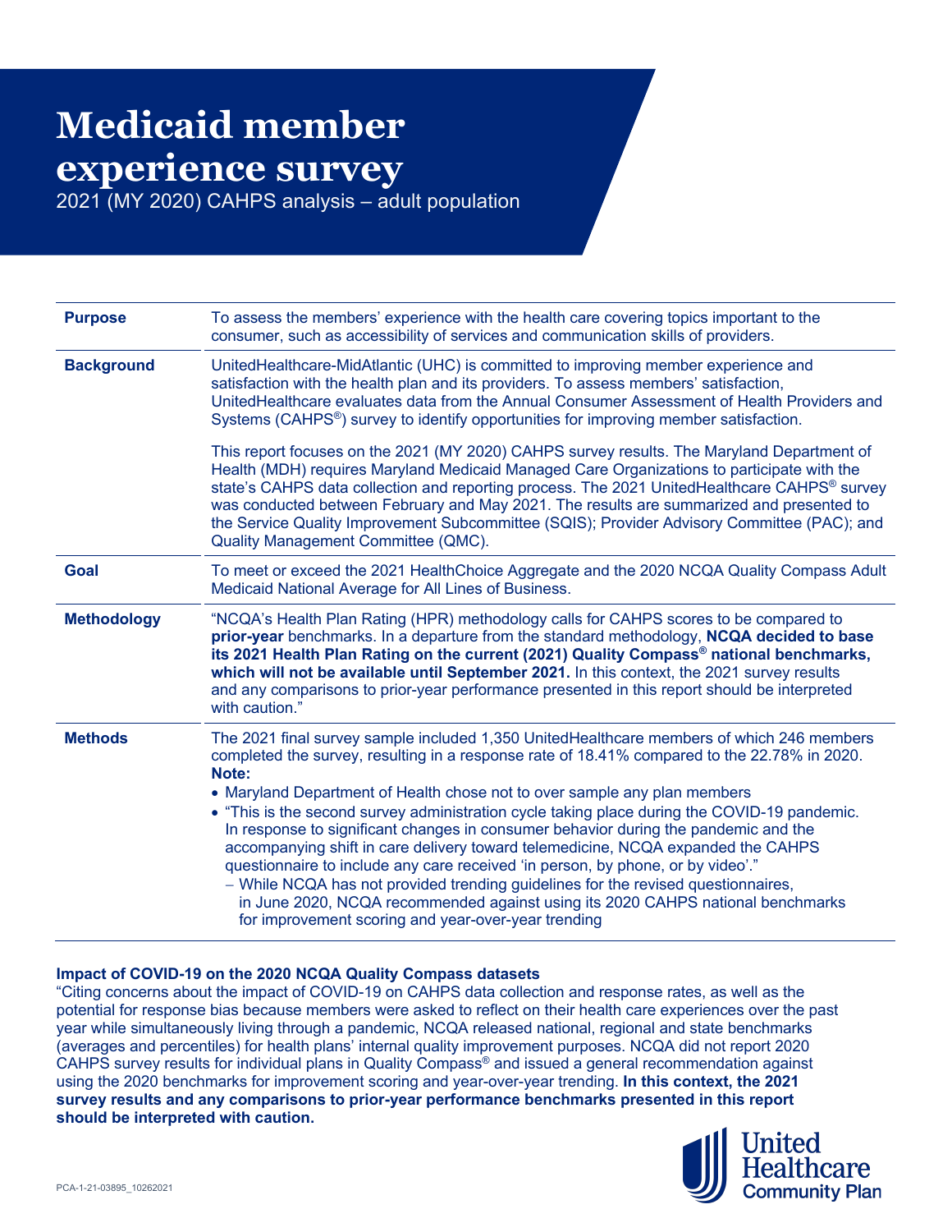# Medicaid member experience survey

2021 (MY 2020) CAHPS analysis – adult population

| | |
|---|---|
| **Purpose** | To assess the members' experience with the health care covering topics important to the consumer, such as accessibility of services and communication skills of providers. |
| **Background** | UnitedHealthcare-MidAtlantic (UHC) is committed to improving member experience and satisfaction with the health plan and its providers. To assess members' satisfaction, UnitedHealthcare evaluates data from the Annual Consumer Assessment of Health Providers and Systems (CAHPS®) survey to identify opportunities for improving member satisfaction.<br><br>This report focuses on the 2021 (MY 2020) CAHPS survey results. The Maryland Department of Health (MDH) requires Maryland Medicaid Managed Care Organizations to participate with the state's CAHPS data collection and reporting process. The 2021 UnitedHealthcare CAHPS® survey was conducted between February and May 2021. The results are summarized and presented to the Service Quality Improvement Subcommittee (SQIS); Provider Advisory Committee (PAC); and Quality Management Committee (QMC). |
| **Goal** | To meet or exceed the 2021 HealthChoice Aggregate and the 2020 NCQA Quality Compass Adult Medicaid National Average for All Lines of Business. |
| **Methodology** | "NCQA's Health Plan Rating (HPR) methodology calls for CAHPS scores to be compared to **prior-year** benchmarks. In a departure from the standard methodology, **NCQA decided to base its 2021 Health Plan Rating on the current (2021) Quality Compass® national benchmarks, which will not be available until September 2021.** In this context, the 2021 survey results and any comparisons to prior-year performance presented in this report should be interpreted with caution." |
| **Methods** | The 2021 final survey sample included 1,350 UnitedHealthcare members of which 246 members completed the survey, resulting in a response rate of 18.41% compared to the 22.78% in 2020.<br>**Note:**<br>• Maryland Department of Health chose not to over sample any plan members<br>• "This is the second survey administration cycle taking place during the COVID-19 pandemic. In response to significant changes in consumer behavior during the pandemic and the accompanying shift in care delivery toward telemedicine, NCQA expanded the CAHPS questionnaire to include any care received 'in person, by phone, or by video'."<br>– While NCQA has not provided trending guidelines for the revised questionnaires, in June 2020, NCQA recommended against using its 2020 CAHPS national benchmarks for improvement scoring and year-over-year trending |

**Impact of COVID-19 on the 2020 NCQA Quality Compass datasets**

"Citing concerns about the impact of COVID-19 on CAHPS data collection and response rates, as well as the potential for response bias because members were asked to reflect on their health care experiences over the past year while simultaneously living through a pandemic, NCQA released national, regional and state benchmarks (averages and percentiles) for health plans' internal quality improvement purposes. NCQA did not report 2020 CAHPS survey results for individual plans in Quality Compass® and issued a general recommendation against using the 2020 benchmarks for improvement scoring and year-over-year trending. **In this context, the 2021 survey results and any comparisons to prior-year performance benchmarks presented in this report should be interpreted with caution.**

PCA-1-21-03895_10262021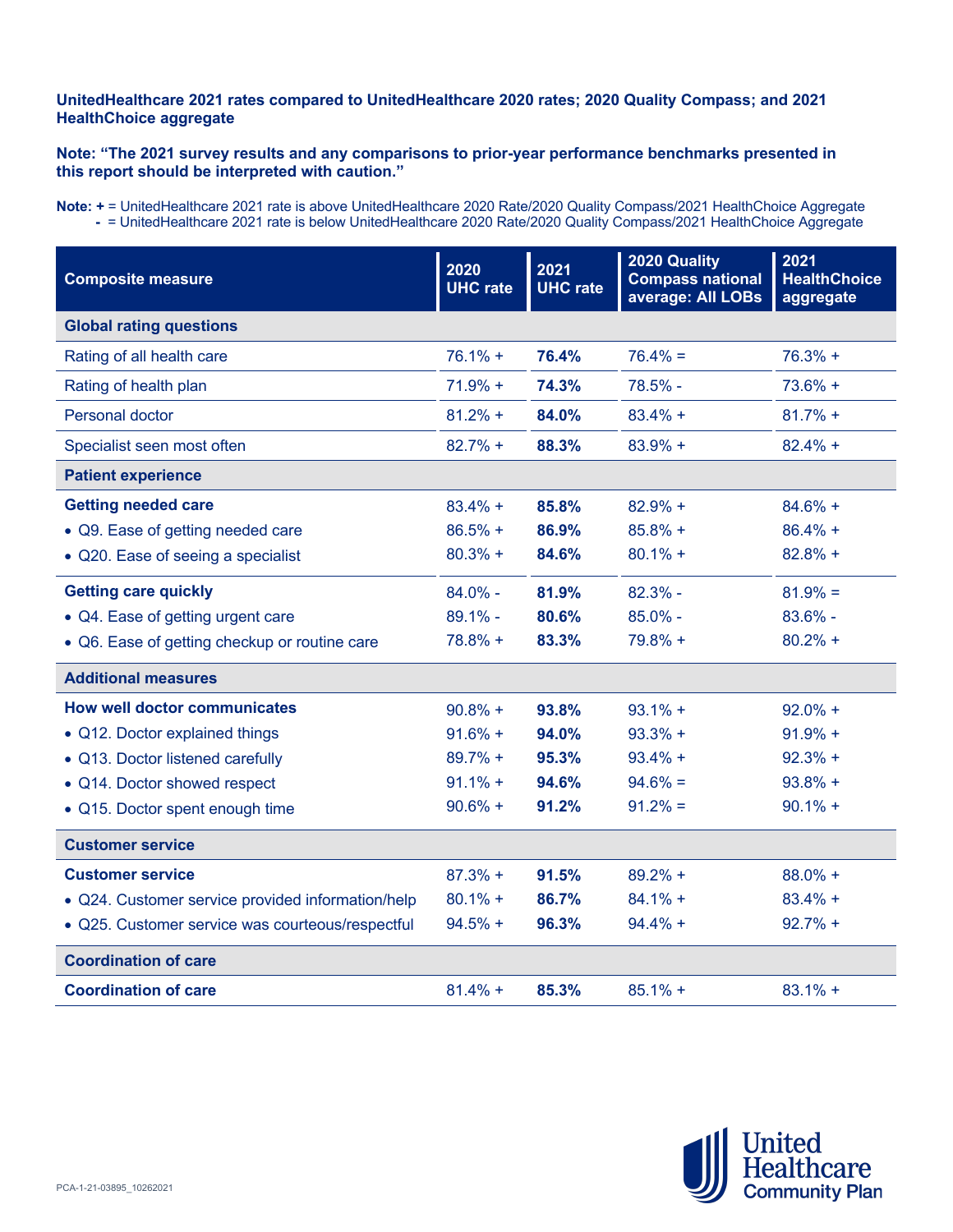**UnitedHealthcare 2021 rates compared to UnitedHealthcare 2020 rates; 2020 Quality Compass; and 2021 HealthChoice aggregate**

**Note: "The 2021 survey results and any comparisons to prior-year performance benchmarks presented in this report should be interpreted with caution."**

**Note: +** = UnitedHealthcare 2021 rate is above UnitedHealthcare 2020 Rate/2020 Quality Compass/2021 HealthChoice Aggregate
**-** = UnitedHealthcare 2021 rate is below UnitedHealthcare 2020 Rate/2020 Quality Compass/2021 HealthChoice Aggregate

| Composite measure | 2020 UHC rate | 2021 UHC rate | 2020 Quality Compass national average: All LOBs | 2021 HealthChoice aggregate |
|---|---|---|---|---|
| **Global rating questions** | | | | |
| Rating of all health care | 76.1% + | **76.4%** | 76.4% = | 76.3% + |
| Rating of health plan | 71.9% + | **74.3%** | 78.5% - | 73.6% + |
| Personal doctor | 81.2% + | **84.0%** | 83.4% + | 81.7% + |
| Specialist seen most often | 82.7% + | **88.3%** | 83.9% + | 82.4% + |
| **Patient experience** | | | | |
| **Getting needed care** | 83.4% + | **85.8%** | 82.9% + | 84.6% + |
| • Q9. Ease of getting needed care | 86.5% + | **86.9%** | 85.8% + | 86.4% + |
| • Q20. Ease of seeing a specialist | 80.3% + | **84.6%** | 80.1% + | 82.8% + |
| **Getting care quickly** | 84.0% - | **81.9%** | 82.3% - | 81.9% = |
| • Q4. Ease of getting urgent care | 89.1% - | **80.6%** | 85.0% - | 83.6% - |
| • Q6. Ease of getting checkup or routine care | 78.8% + | **83.3%** | 79.8% + | 80.2% + |
| **Additional measures** | | | | |
| **How well doctor communicates** | 90.8% + | **93.8%** | 93.1% + | 92.0% + |
| • Q12. Doctor explained things | 91.6% + | **94.0%** | 93.3% + | 91.9% + |
| • Q13. Doctor listened carefully | 89.7% + | **95.3%** | 93.4% + | 92.3% + |
| • Q14. Doctor showed respect | 91.1% + | **94.6%** | 94.6% = | 93.8% + |
| • Q15. Doctor spent enough time | 90.6% + | **91.2%** | 91.2% = | 90.1% + |
| **Customer service** | | | | |
| **Customer service** | 87.3% + | **91.5%** | 89.2% + | 88.0% + |
| • Q24. Customer service provided information/help | 80.1% + | **86.7%** | 84.1% + | 83.4% + |
| • Q25. Customer service was courteous/respectful | 94.5% + | **96.3%** | 94.4% + | 92.7% + |
| **Coordination of care** | | | | |
| **Coordination of care** | 81.4% + | **85.3%** | 85.1% + | 83.1% + |

PCA-1-21-03895_10262021

United Healthcare Community Plan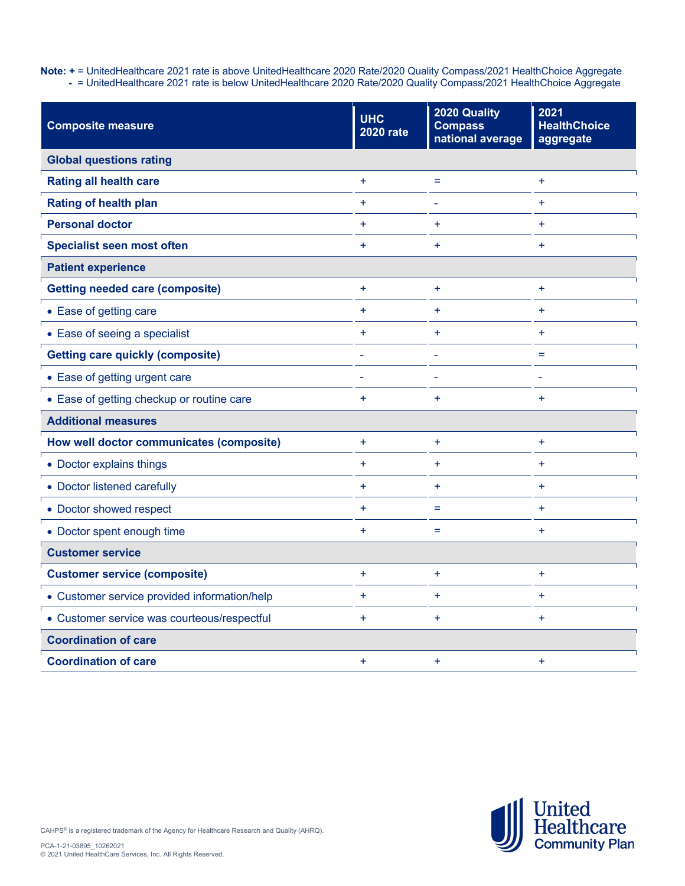**Note:** **+** = UnitedHealthcare 2021 rate is above UnitedHealthcare 2020 Rate/2020 Quality Compass/2021 HealthChoice Aggregate
**-** = UnitedHealthcare 2021 rate is below UnitedHealthcare 2020 Rate/2020 Quality Compass/2021 HealthChoice Aggregate

| Composite measure | UHC 2020 rate | 2020 Quality Compass national average | 2021 HealthChoice aggregate |
|---|---|---|---|
| **Global questions rating** | | | |
| **Rating all health care** | + | = | + |
| **Rating of health plan** | + | - | + |
| **Personal doctor** | + | + | + |
| **Specialist seen most often** | + | + | + |
| **Patient experience** | | | |
| **Getting needed care (composite)** | + | + | + |
| • Ease of getting care | + | + | + |
| • Ease of seeing a specialist | + | + | + |
| **Getting care quickly (composite)** | - | - | = |
| • Ease of getting urgent care | - | - | - |
| • Ease of getting checkup or routine care | + | + | + |
| **Additional measures** | | | |
| **How well doctor communicates (composite)** | + | + | + |
| • Doctor explains things | + | + | + |
| • Doctor listened carefully | + | + | + |
| • Doctor showed respect | + | = | + |
| • Doctor spent enough time | + | = | + |
| **Customer service** | | | |
| **Customer service (composite)** | + | + | + |
| • Customer service provided information/help | + | + | + |
| • Customer service was courteous/respectful | + | + | + |
| **Coordination of care** | | | |
| **Coordination of care** | + | + | + |

CAHPS® is a registered trademark of the Agency for Healthcare Research and Quality (AHRQ).

PCA-1-21-03895_10262021
© 2021 United HealthCare Services, Inc. All Rights Reserved.

United Healthcare Community Plan